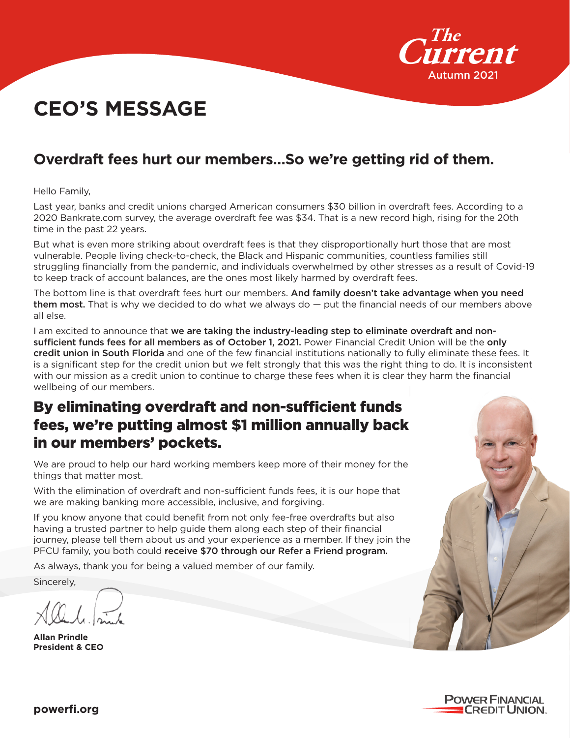# CEO'S MESSAGE

## Overdraft fees hurt our members...So we're getting rid of them.

Hello Family,

Last year, banks and credit unions charged American consumers $30 billion in overdraft fees. According to a 2020 Bankrate.com survey, the average overdraft fee was $34. That is a new record high, rising for the 20th time in the past 22 years.

But what is even more striking about overdraft fees is that they disproportionally hurt those that are most vulnerable. People living check-to-check, the Black and Hispanic communities, countless families still struggling financially from the pandemic, and individuals overwhelmed by other stresses as a result of Covid-19 to keep track of account balances, are the ones most likely harmed by overdraft fees.

The bottom line is that overdraft fees hurt our members. **And family doesn't take advantage when you need them most.** That is why we decided to do what we always do — put the financial needs of our members above all else.

I am excited to announce that **we are taking the industry-leading step to eliminate overdraft and non-sufficient funds fees for all members as of October 1, 2021.** Power Financial Credit Union will be the **only credit union in South Florida** and one of the few financial institutions nationally to fully eliminate these fees. It is a significant step for the credit union but we felt strongly that this was the right thing to do. It is inconsistent with our mission as a credit union to continue to charge these fees when it is clear they harm the financial wellbeing of our members.

## By eliminating overdraft and non-sufficient funds fees, we're putting almost $1 million annually back in our members' pockets.

We are proud to help our hard working members keep more of their money for the things that matter most.

With the elimination of overdraft and non-sufficient funds fees, it is our hope that we are making banking more accessible, inclusive, and forgiving.

If you know anyone that could benefit from not only fee-free overdrafts but also having a trusted partner to help guide them along each step of their financial journey, please tell them about us and your experience as a member. If they join the PFCU family, you both could **receive $70 through our Refer a Friend program.**

As always, thank you for being a valued member of our family.

Sincerely,

**Allan Prindle**
**President & CEO**

**powerfi.org**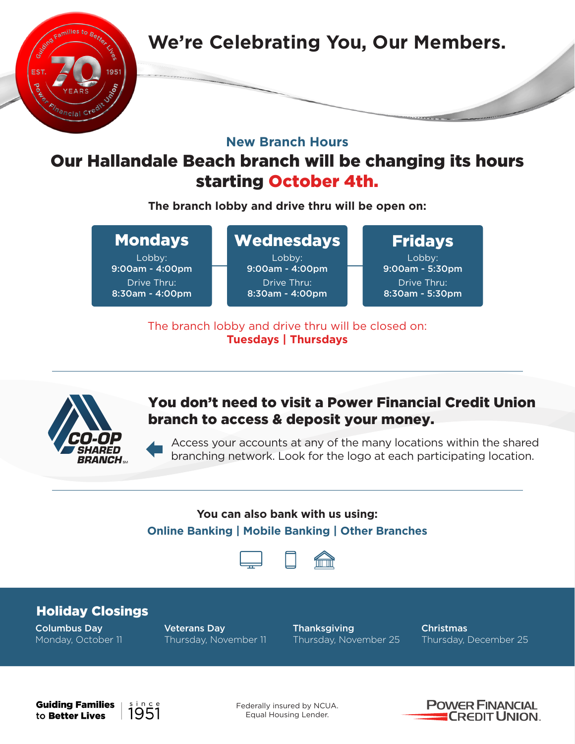# We're Celebrating You, Our Members.

EST. 1951 — 70 YEARS — Guiding Families to Better Lives — Power Financial Credit Union

## New Branch Hours

## Our Hallandale Beach branch will be changing its hours starting October 4th.

**The branch lobby and drive thru will be open on:**

| Mondays | Wednesdays | Fridays |
|---|---|---|
| Lobby: **9:00am - 4:00pm** | Lobby: **9:00am - 4:00pm** | Lobby: **9:00am - 5:30pm** |
| Drive Thru: **8:30am - 4:00pm** | Drive Thru: **8:30am - 4:00pm** | Drive Thru: **8:30am - 5:30pm** |

The branch lobby and drive thru will be closed on:
**Tuesdays | Thursdays**

---

CO-OP SHARED BRANCH[SM]

## You don't need to visit a Power Financial Credit Union branch to access & deposit your money.

Access your accounts at any of the many locations within the shared branching network. Look for the logo at each participating location.

---

**You can also bank with us using:**

**Online Banking | Mobile Banking | Other Branches**

## Holiday Closings

| Columbus Day | Veterans Day | Thanksgiving | Christmas |
|---|---|---|---|
| Monday, October 11 | Thursday, November 11 | Thursday, November 25 | Thursday, December 25 |

**Guiding Families to Better Lives** | since 1951

Federally insured by NCUA.
Equal Housing Lender.

POWER FINANCIAL CREDIT UNION